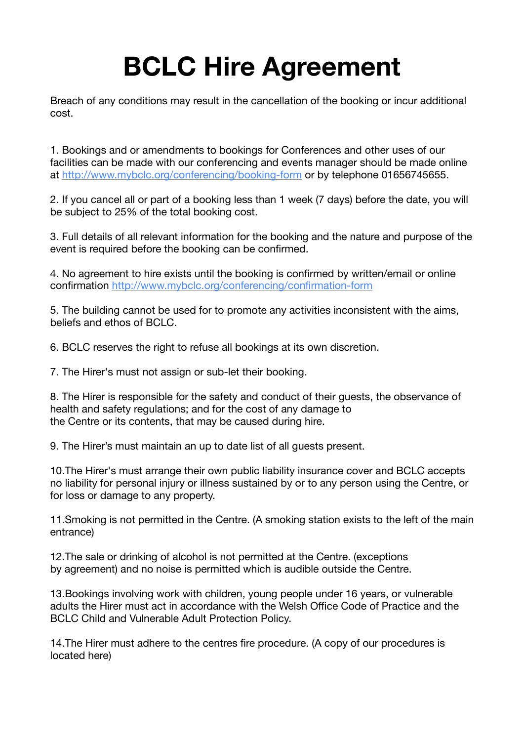# BCLC Hire Agreement

Breach of any conditions may result in the cancellation of the booking or incur additional cost.

1. Bookings and or amendments to bookings for Conferences and other uses of our facilities can be made with our conferencing and events manager should be made online at [http://www.mybclc.org/conferencing/booking-form](http://www.mybclc.org/conferencing/booking-form) or by telephone 01656745655.

2. If you cancel all or part of a booking less than 1 week (7 days) before the date, you will be subject to 25% of the total booking cost.

3. Full details of all relevant information for the booking and the nature and purpose of the event is required before the booking can be confirmed.

4. No agreement to hire exists until the booking is confirmed by written/email or online confirmation [http://www.mybclc.org/conferencing/confirmation-form](http://www.mybclc.org/conferencing/confirmation-form)

5. The building cannot be used for to promote any activities inconsistent with the aims, beliefs and ethos of BCLC.

6. BCLC reserves the right to refuse all bookings at its own discretion.

7. The Hirer's must not assign or sub-let their booking.

8. The Hirer is responsible for the safety and conduct of their guests, the observance of health and safety regulations; and for the cost of any damage to the Centre or its contents, that may be caused during hire.

9. The Hirer's must maintain an up to date list of all guests present.

10. The Hirer's must arrange their own public liability insurance cover and BCLC accepts no liability for personal injury or illness sustained by or to any person using the Centre, or for loss or damage to any property.

11. Smoking is not permitted in the Centre. (A smoking station exists to the left of the main entrance)

12. The sale or drinking of alcohol is not permitted at the Centre. (exceptions by agreement) and no noise is permitted which is audible outside the Centre.

13. Bookings involving work with children, young people under 16 years, or vulnerable adults the Hirer must act in accordance with the Welsh Office Code of Practice and the BCLC Child and Vulnerable Adult Protection Policy.

14. The Hirer must adhere to the centres fire procedure. (A copy of our procedures is located here)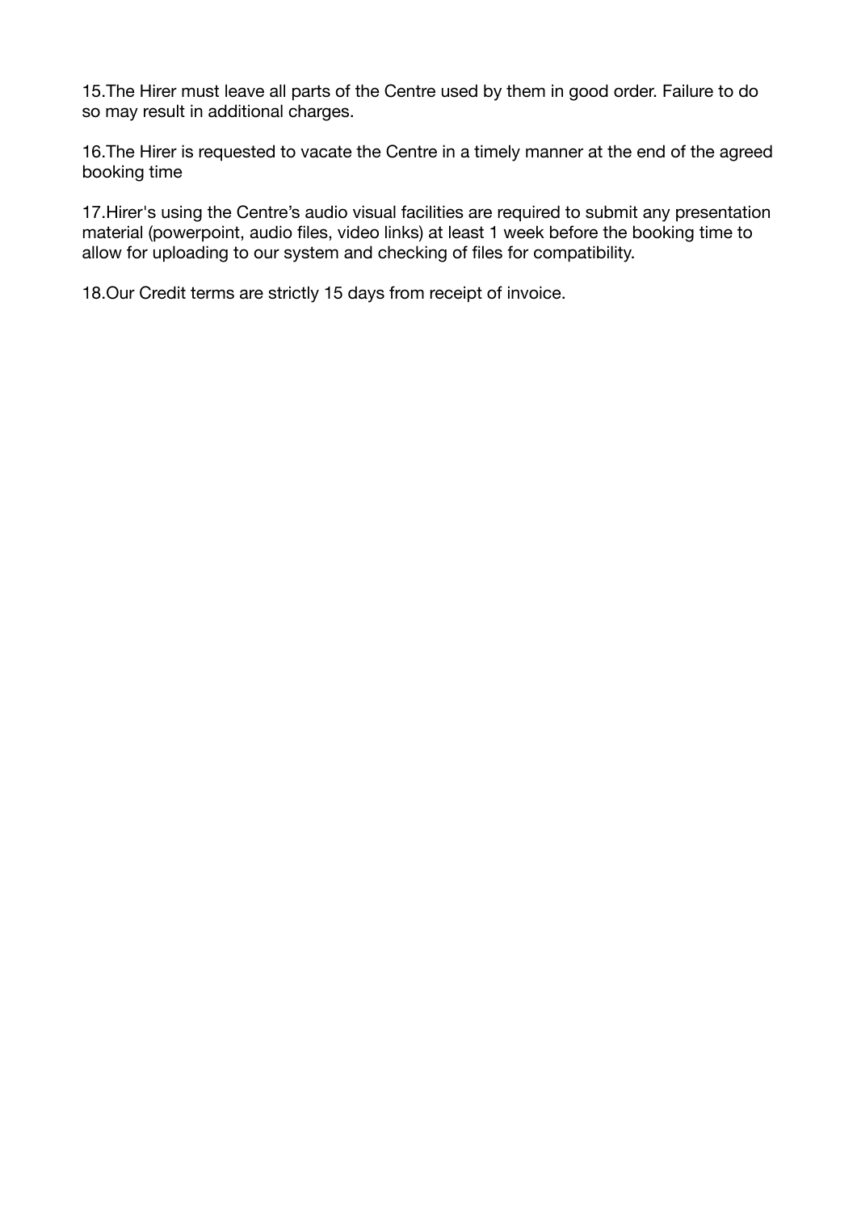15.The Hirer must leave all parts of the Centre used by them in good order. Failure to do so may result in additional charges.

16.The Hirer is requested to vacate the Centre in a timely manner at the end of the agreed booking time

17.Hirer's using the Centre's audio visual facilities are required to submit any presentation material (powerpoint, audio files, video links) at least 1 week before the booking time to allow for uploading to our system and checking of files for compatibility.

18.Our Credit terms are strictly 15 days from receipt of invoice.